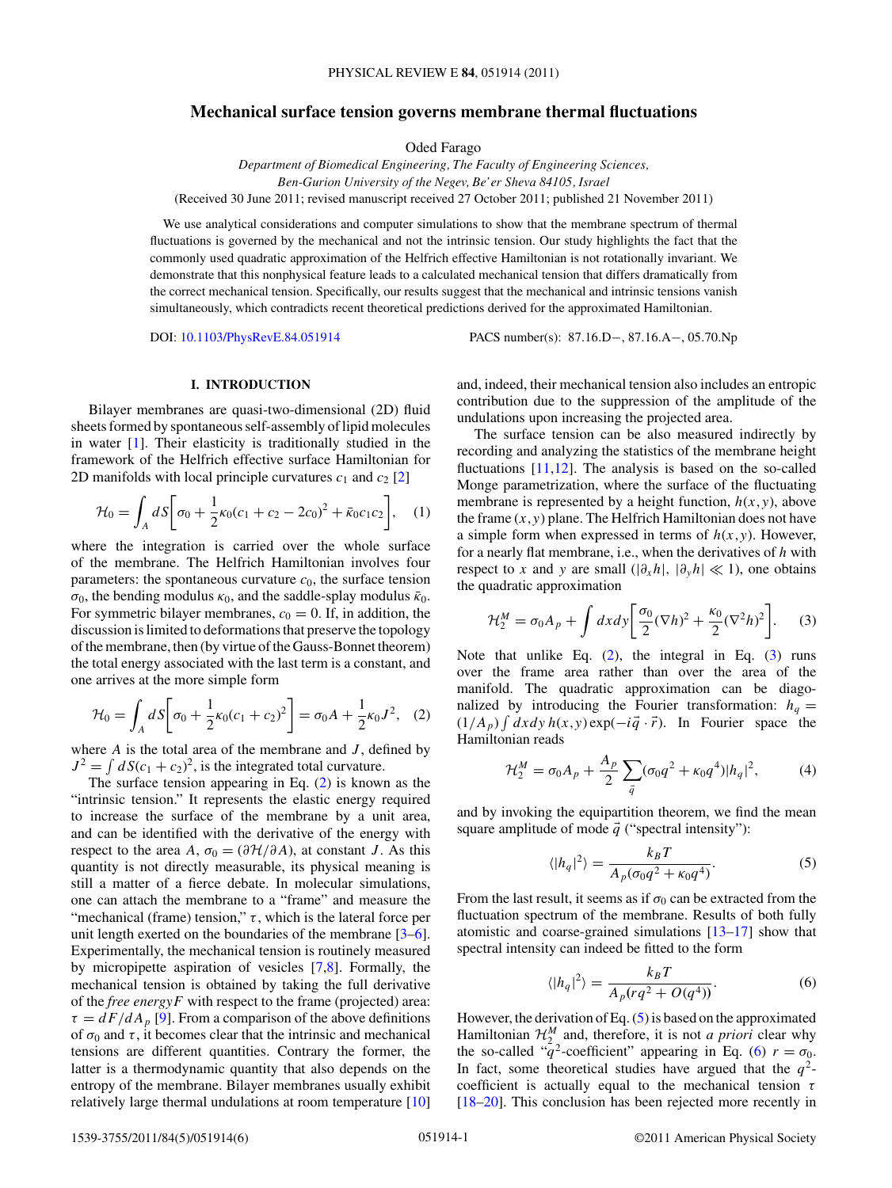# Mechanical surface tension governs membrane thermal fluctuations

Oded Farago

*Department of Biomedical Engineering, The Faculty of Engineering Sciences, Ben-Gurion University of the Negev, Be'er Sheva 84105, Israel*

(Received 30 June 2011; revised manuscript received 27 October 2011; published 21 November 2011)

We use analytical considerations and computer simulations to show that the membrane spectrum of thermal fluctuations is governed by the mechanical and not the intrinsic tension. Our study highlights the fact that the commonly used quadratic approximation of the Helfrich effective Hamiltonian is not rotationally invariant. We demonstrate that this nonphysical feature leads to a calculated mechanical tension that differs dramatically from the correct mechanical tension. Specifically, our results suggest that the mechanical and intrinsic tensions vanish simultaneously, which contradicts recent theoretical predictions derived for the approximated Hamiltonian.

DOI: 10.1103/PhysRevE.84.051914 PACS number(s): 87.16.D−, 87.16.A−, 05.70.Np

## I. INTRODUCTION

Bilayer membranes are quasi-two-dimensional (2D) fluid sheets formed by spontaneous self-assembly of lipid molecules in water [1]. Their elasticity is traditionally studied in the framework of the Helfrich effective surface Hamiltonian for 2D manifolds with local principle curvatures $c_1$ and $c_2$ [2]

$$\mathcal{H}_0 = \int_A dS\left[\sigma_0 + \frac{1}{2}\kappa_0(c_1+c_2-2c_0)^2 + \bar{\kappa}_0 c_1 c_2\right], \quad (1)$$

where the integration is carried over the whole surface of the membrane. The Helfrich Hamiltonian involves four parameters: the spontaneous curvature $c_0$, the surface tension $\sigma_0$, the bending modulus $\kappa_0$, and the saddle-splay modulus $\bar{\kappa}_0$. For symmetric bilayer membranes, $c_0 = 0$. If, in addition, the discussion is limited to deformations that preserve the topology of the membrane, then (by virtue of the Gauss-Bonnet theorem) the total energy associated with the last term is a constant, and one arrives at the more simple form

$$\mathcal{H}_0 = \int_A dS\left[\sigma_0 + \frac{1}{2}\kappa_0(c_1+c_2)^2\right] = \sigma_0 A + \frac{1}{2}\kappa_0 J^2, \quad (2)$$

where $A$ is the total area of the membrane and $J$, defined by $J^2 = \int dS(c_1+c_2)^2$, is the integrated total curvature.

The surface tension appearing in Eq. (2) is known as the "intrinsic tension." It represents the elastic energy required to increase the surface of the membrane by a unit area, and can be identified with the derivative of the energy with respect to the area $A$, $\sigma_0 = (\partial\mathcal{H}/\partial A)$, at constant $J$. As this quantity is not directly measurable, its physical meaning is still a matter of a fierce debate. In molecular simulations, one can attach the membrane to a "frame" and measure the "mechanical (frame) tension," $\tau$, which is the lateral force per unit length exerted on the boundaries of the membrane [3–6]. Experimentally, the mechanical tension is routinely measured by micropipette aspiration of vesicles [7,8]. Formally, the mechanical tension is obtained by taking the full derivative of the *free energy* $F$ with respect to the frame (projected) area: $\tau = dF/dA_p$ [9]. From a comparison of the above definitions of $\sigma_0$ and $\tau$, it becomes clear that the intrinsic and mechanical tensions are different quantities. Contrary the former, the latter is a thermodynamic quantity that also depends on the entropy of the membrane. Bilayer membranes usually exhibit relatively large thermal undulations at room temperature [10] and, indeed, their mechanical tension also includes an entropic contribution due to the suppression of the amplitude of the undulations upon increasing the projected area.

The surface tension can be also measured indirectly by recording and analyzing the statistics of the membrane height fluctuations [11,12]. The analysis is based on the so-called Monge parametrization, where the surface of the fluctuating membrane is represented by a height function, $h(x,y)$, above the frame $(x,y)$ plane. The Helfrich Hamiltonian does not have a simple form when expressed in terms of $h(x,y)$. However, for a nearly flat membrane, i.e., when the derivatives of $h$ with respect to $x$ and $y$ are small ($|\partial_x h|,\ |\partial_y h| \ll 1$), one obtains the quadratic approximation

$$\mathcal{H}_2^M = \sigma_0 A_p + \int dxdy\left[\frac{\sigma_0}{2}(\nabla h)^2 + \frac{\kappa_0}{2}(\nabla^2 h)^2\right]. \quad (3)$$

Note that unlike Eq. (2), the integral in Eq. (3) runs over the frame area rather than over the area of the manifold. The quadratic approximation can be diagonalized by introducing the Fourier transformation: $h_q = (1/A_p)\int dxdy\, h(x,y)\exp(-i\vec{q}\cdot\vec{r})$. In Fourier space the Hamiltonian reads

$$\mathcal{H}_2^M = \sigma_0 A_p + \frac{A_p}{2}\sum_{\vec{q}}(\sigma_0 q^2 + \kappa_0 q^4)|h_q|^2, \quad (4)$$

and by invoking the equipartition theorem, we find the mean square amplitude of mode $\vec{q}$ ("spectral intensity"):

$$\langle|h_q|^2\rangle = \frac{k_B T}{A_p(\sigma_0 q^2 + \kappa_0 q^4)}. \quad (5)$$

From the last result, it seems as if $\sigma_0$ can be extracted from the fluctuation spectrum of the membrane. Results of both fully atomistic and coarse-grained simulations [13–17] show that spectral intensity can indeed be fitted to the form

$$\langle|h_q|^2\rangle = \frac{k_B T}{A_p(rq^2 + O(q^4))}. \quad (6)$$

However, the derivation of Eq. (5) is based on the approximated Hamiltonian $\mathcal{H}_2^M$ and, therefore, it is not *a priori* clear why the so-called "$q^2$-coefficient" appearing in Eq. (6) $r = \sigma_0$. In fact, some theoretical studies have argued that the $q^2$-coefficient is actually equal to the mechanical tension $\tau$ [18–20]. This conclusion has been rejected more recently in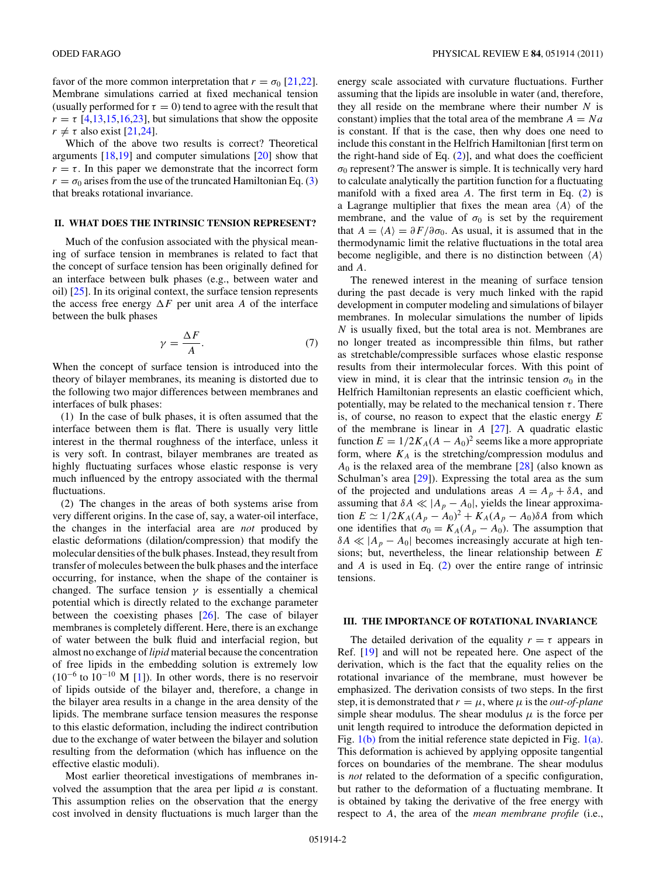favor of the more common interpretation that $r = \sigma_0$ [21,22]. Membrane simulations carried at fixed mechanical tension (usually performed for $\tau = 0$) tend to agree with the result that $r = \tau$ [4,13,15,16,23], but simulations that show the opposite $r \neq \tau$ also exist [21,24].

Which of the above two results is correct? Theoretical arguments [18,19] and computer simulations [20] show that $r = \tau$. In this paper we demonstrate that the incorrect form $r = \sigma_0$ arises from the use of the truncated Hamiltonian Eq. (3) that breaks rotational invariance.

## II. WHAT DOES THE INTRINSIC TENSION REPRESENT?

Much of the confusion associated with the physical meaning of surface tension in membranes is related to fact that the concept of surface tension has been originally defined for an interface between bulk phases (e.g., between water and oil) [25]. In its original context, the surface tension represents the access free energy $\Delta F$ per unit area $A$ of the interface between the bulk phases

$$\gamma = \frac{\Delta F}{A}. \tag{7}$$

When the concept of surface tension is introduced into the theory of bilayer membranes, its meaning is distorted due to the following two major differences between membranes and interfaces of bulk phases:

(1) In the case of bulk phases, it is often assumed that the interface between them is flat. There is usually very little interest in the thermal roughness of the interface, unless it is very soft. In contrast, bilayer membranes are treated as highly fluctuating surfaces whose elastic response is very much influenced by the entropy associated with the thermal fluctuations.

(2) The changes in the areas of both systems arise from very different origins. In the case of, say, a water-oil interface, the changes in the interfacial area are *not* produced by elastic deformations (dilation/compression) that modify the molecular densities of the bulk phases. Instead, they result from transfer of molecules between the bulk phases and the interface occurring, for instance, when the shape of the container is changed. The surface tension $\gamma$ is essentially a chemical potential which is directly related to the exchange parameter between the coexisting phases [26]. The case of bilayer membranes is completely different. Here, there is an exchange of water between the bulk fluid and interfacial region, but almost no exchange of *lipid* material because the concentration of free lipids in the embedding solution is extremely low ($10^{-6}$ to $10^{-10}$ M [1]). In other words, there is no reservoir of lipids outside of the bilayer and, therefore, a change in the bilayer area results in a change in the area density of the lipids. The membrane surface tension measures the response to this elastic deformation, including the indirect contribution due to the exchange of water between the bilayer and solution resulting from the deformation (which has influence on the effective elastic moduli).

Most earlier theoretical investigations of membranes involved the assumption that the area per lipid $a$ is constant. This assumption relies on the observation that the energy cost involved in density fluctuations is much larger than the energy scale associated with curvature fluctuations. Further assuming that the lipids are insoluble in water (and, therefore, they all reside on the membrane where their number $N$ is constant) implies that the total area of the membrane $A = Na$ is constant. If that is the case, then why does one need to include this constant in the Helfrich Hamiltonian [first term on the right-hand side of Eq. (2)], and what does the coefficient $\sigma_0$ represent? The answer is simple. It is technically very hard to calculate analytically the partition function for a fluctuating manifold with a fixed area $A$. The first term in Eq. (2) is a Lagrange multiplier that fixes the mean area $\langle A \rangle$ of the membrane, and the value of $\sigma_0$ is set by the requirement that $A = \langle A \rangle = \partial F/\partial \sigma_0$. As usual, it is assumed that in the thermodynamic limit the relative fluctuations in the total area become negligible, and there is no distinction between $\langle A \rangle$ and $A$.

The renewed interest in the meaning of surface tension during the past decade is very much linked with the rapid development in computer modeling and simulations of bilayer membranes. In molecular simulations the number of lipids $N$ is usually fixed, but the total area is not. Membranes are no longer treated as incompressible thin films, but rather as stretchable/compressible surfaces whose elastic response results from their intermolecular forces. With this point of view in mind, it is clear that the intrinsic tension $\sigma_0$ in the Helfrich Hamiltonian represents an elastic coefficient which, potentially, may be related to the mechanical tension $\tau$. There is, of course, no reason to expect that the elastic energy $E$ of the membrane is linear in $A$ [27]. A quadratic elastic function $E = 1/2K_A(A - A_0)^2$ seems like a more appropriate form, where $K_A$ is the stretching/compression modulus and $A_0$ is the relaxed area of the membrane [28] (also known as Schulman's area [29]). Expressing the total area as the sum of the projected and undulations areas $A = A_p + \delta A$, and assuming that $\delta A \ll |A_p - A_0|$, yields the linear approximation $E \simeq 1/2K_A(A_p - A_0)^2 + K_A(A_p - A_0)\delta A$ from which one identifies that $\sigma_0 = K_A(A_p - A_0)$. The assumption that $\delta A \ll |A_p - A_0|$ becomes increasingly accurate at high tensions; but, nevertheless, the linear relationship between $E$ and $A$ is used in Eq. (2) over the entire range of intrinsic tensions.

## III. THE IMPORTANCE OF ROTATIONAL INVARIANCE

The detailed derivation of the equality $r = \tau$ appears in Ref. [19] and will not be repeated here. One aspect of the derivation, which is the fact that the equality relies on the rotational invariance of the membrane, must however be emphasized. The derivation consists of two steps. In the first step, it is demonstrated that $r = \mu$, where $\mu$ is the *out-of-plane* simple shear modulus. The shear modulus $\mu$ is the force per unit length required to introduce the deformation depicted in Fig. 1(b) from the initial reference state depicted in Fig. 1(a). This deformation is achieved by applying opposite tangential forces on boundaries of the membrane. The shear modulus is *not* related to the deformation of a specific configuration, but rather to the deformation of a fluctuating membrane. It is obtained by taking the derivative of the free energy with respect to $A$, the area of the *mean membrane profile* (i.e.,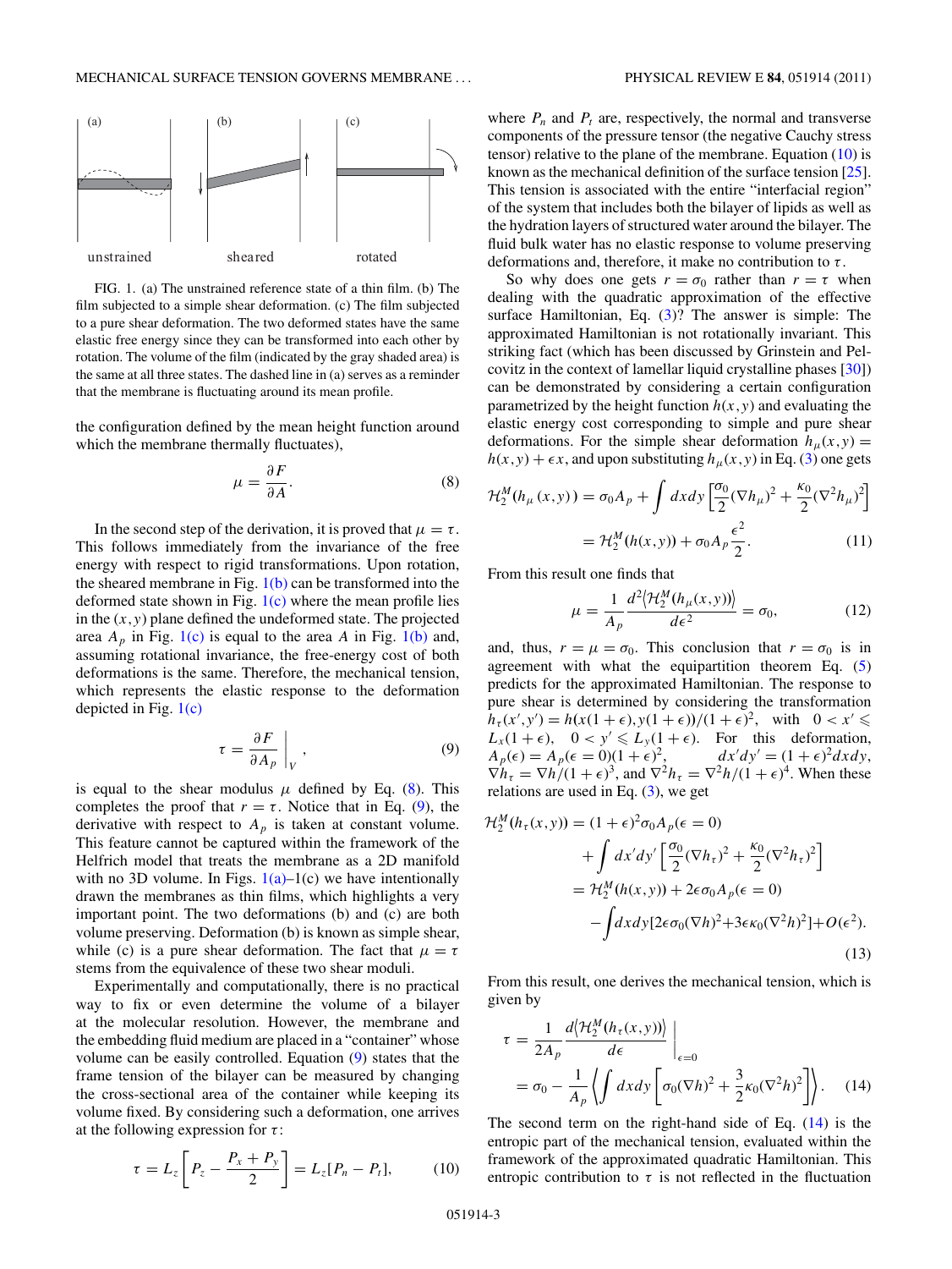FIG. 1. (a) The unstrained reference state of a thin film. (b) The film subjected to a simple shear deformation. (c) The film subjected to a pure shear deformation. The two deformed states have the same elastic free energy since they can be transformed into each other by rotation. The volume of the film (indicated by the gray shaded area) is the same at all three states. The dashed line in (a) serves as a reminder that the membrane is fluctuating around its mean profile.

the configuration defined by the mean height function around which the membrane thermally fluctuates),

$$\mu = \frac{\partial F}{\partial A}. \tag{8}$$

In the second step of the derivation, it is proved that $\mu = \tau$. This follows immediately from the invariance of the free energy with respect to rigid transformations. Upon rotation, the sheared membrane in Fig. 1(b) can be transformed into the deformed state shown in Fig. 1(c) where the mean profile lies in the $(x,y)$ plane defined the undeformed state. The projected area $A_p$ in Fig. 1(c) is equal to the area $A$ in Fig. 1(b) and, assuming rotational invariance, the free-energy cost of both deformations is the same. Therefore, the mechanical tension, which represents the elastic response to the deformation depicted in Fig. 1(c)

$$\tau = \left.\frac{\partial F}{\partial A_p}\right|_V, \tag{9}$$

is equal to the shear modulus $\mu$ defined by Eq. (8). This completes the proof that $r = \tau$. Notice that in Eq. (9), the derivative with respect to $A_p$ is taken at constant volume. This feature cannot be captured within the framework of the Helfrich model that treats the membrane as a 2D manifold with no 3D volume. In Figs. 1(a)–1(c) we have intentionally drawn the membranes as thin films, which highlights a very important point. The two deformations (b) and (c) are both volume preserving. Deformation (b) is known as simple shear, while (c) is a pure shear deformation. The fact that $\mu = \tau$ stems from the equivalence of these two shear moduli.

Experimentally and computationally, there is no practical way to fix or even determine the volume of a bilayer at the molecular resolution. However, the membrane and the embedding fluid medium are placed in a "container" whose volume can be easily controlled. Equation (9) states that the frame tension of the bilayer can be measured by changing the cross-sectional area of the container while keeping its volume fixed. By considering such a deformation, one arrives at the following expression for $\tau$:

$$\tau = L_z\left[P_z - \frac{P_x + P_y}{2}\right] = L_z[P_n - P_t], \tag{10}$$

where $P_n$ and $P_t$ are, respectively, the normal and transverse components of the pressure tensor (the negative Cauchy stress tensor) relative to the plane of the membrane. Equation (10) is known as the mechanical definition of the surface tension [25]. This tension is associated with the entire "interfacial region" of the system that includes both the bilayer of lipids as well as the hydration layers of structured water around the bilayer. The fluid bulk water has no elastic response to volume preserving deformations and, therefore, it make no contribution to $\tau$.

So why does one gets $r = \sigma_0$ rather than $r = \tau$ when dealing with the quadratic approximation of the effective surface Hamiltonian, Eq. (3)? The answer is simple: The approximated Hamiltonian is not rotationally invariant. This striking fact (which has been discussed by Grinstein and Pelcovitz in the context of lamellar liquid crystalline phases [30]) can be demonstrated by considering a certain configuration parametrized by the height function $h(x,y)$ and evaluating the elastic energy cost corresponding to simple and pure shear deformations. For the simple shear deformation $h_\mu(x,y) = h(x,y) + \epsilon x$, and upon substituting $h_\mu(x,y)$ in Eq. (3) one gets

$$\begin{aligned}\mathcal{H}_2^M(h_\mu(x,y)) &= \sigma_0 A_p + \int dxdy\left[\frac{\sigma_0}{2}(\nabla h_\mu)^2 + \frac{\kappa_0}{2}(\nabla^2 h_\mu)^2\right]\\ &= \mathcal{H}_2^M(h(x,y)) + \sigma_0 A_p\frac{\epsilon^2}{2}.\end{aligned} \tag{11}$$

From this result one finds that

$$\mu = \frac{1}{A_p}\frac{d^2\langle\mathcal{H}_2^M(h_\mu(x,y))\rangle}{d\epsilon^2} = \sigma_0, \tag{12}$$

and, thus, $r = \mu = \sigma_0$. This conclusion that $r = \sigma_0$ is in agreement with what the equipartition theorem Eq. (5) predicts for the approximated Hamiltonian. The response to pure shear is determined by considering the transformation $h_\tau(x',y') = h(x(1+\epsilon), y(1+\epsilon))/(1+\epsilon)^2$, with $0 < x' \leqslant L_x(1+\epsilon)$, $0 < y' \leqslant L_y(1+\epsilon)$. For this deformation, $A_p(\epsilon) = A_p(\epsilon = 0)(1+\epsilon)^2$, $dx'dy' = (1+\epsilon)^2 dxdy$, $\nabla h_\tau = \nabla h/(1+\epsilon)^3$, and $\nabla^2 h_\tau = \nabla^2 h/(1+\epsilon)^4$. When these relations are used in Eq. (3), we get

$$\begin{aligned}\mathcal{H}_2^M(h_\tau(x,y)) &= (1+\epsilon)^2\sigma_0 A_p(\epsilon=0)\\ &\quad + \int dx'dy'\left[\frac{\sigma_0}{2}(\nabla h_\tau)^2 + \frac{\kappa_0}{2}(\nabla^2 h_\tau)^2\right]\\ &= \mathcal{H}_2^M(h(x,y)) + 2\epsilon\sigma_0 A_p(\epsilon=0)\\ &\quad - \int dxdy[2\epsilon\sigma_0(\nabla h)^2 + 3\epsilon\kappa_0(\nabla^2 h)^2] + O(\epsilon^2).\end{aligned} \tag{13}$$

From this result, one derives the mechanical tension, which is given by

$$\begin{aligned}\tau &= \left.\frac{1}{2A_p}\frac{d\langle\mathcal{H}_2^M(h_\tau(x,y))\rangle}{d\epsilon}\right|_{\epsilon=0}\\ &= \sigma_0 - \frac{1}{A_p}\left\langle\int dxdy\left[\sigma_0(\nabla h)^2 + \frac{3}{2}\kappa_0(\nabla^2 h)^2\right]\right\rangle.\end{aligned} \tag{14}$$

The second term on the right-hand side of Eq. (14) is the entropic part of the mechanical tension, evaluated within the framework of the approximated quadratic Hamiltonian. This entropic contribution to $\tau$ is not reflected in the fluctuation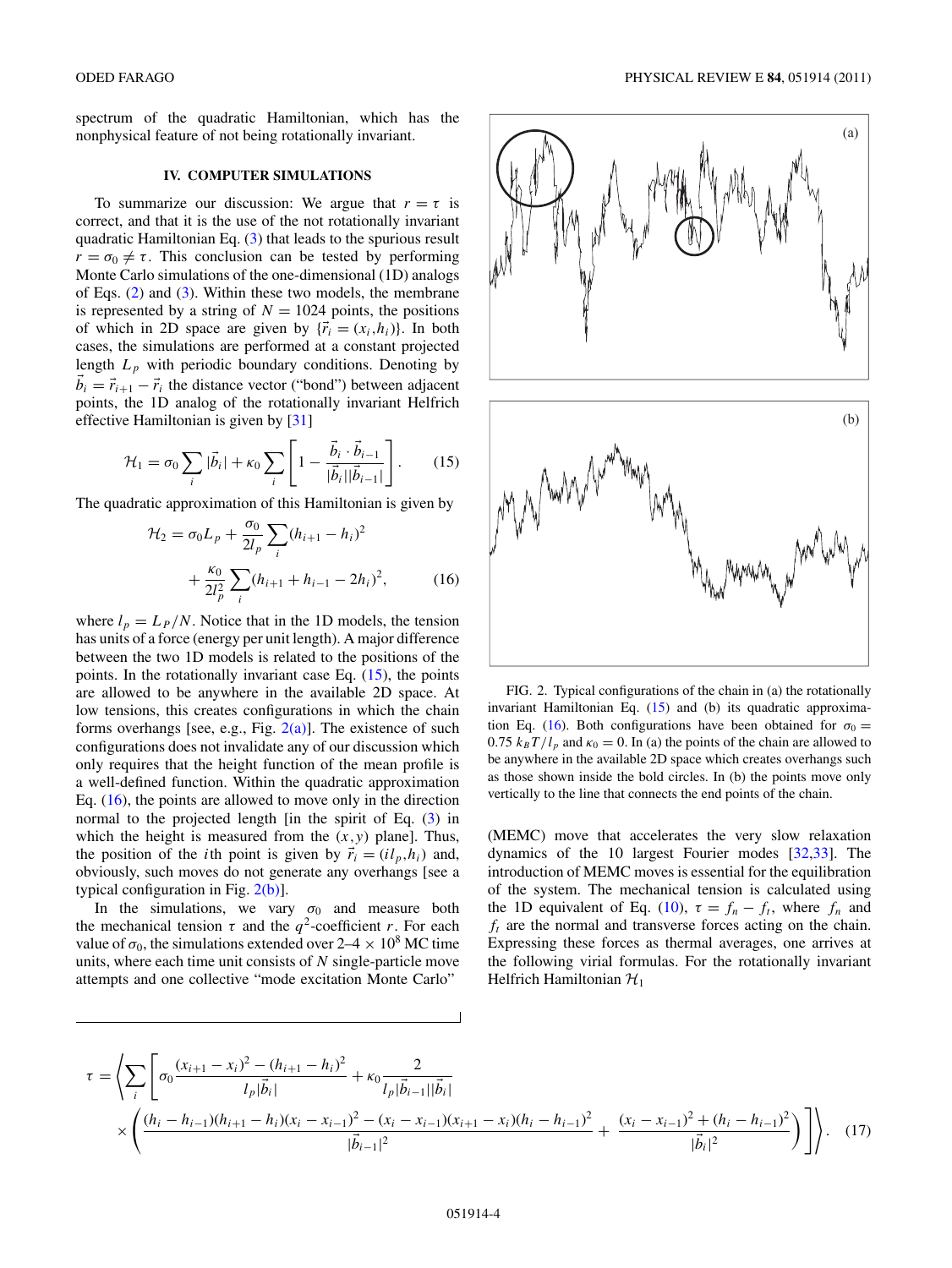spectrum of the quadratic Hamiltonian, which has the nonphysical feature of not being rotationally invariant.

## IV. COMPUTER SIMULATIONS

To summarize our discussion: We argue that $r = \tau$ is correct, and that it is the use of the not rotationally invariant quadratic Hamiltonian Eq. (3) that leads to the spurious result $r = \sigma_0 \neq \tau$. This conclusion can be tested by performing Monte Carlo simulations of the one-dimensional (1D) analogs of Eqs. (2) and (3). Within these two models, the membrane is represented by a string of $N = 1024$ points, the positions of which in 2D space are given by $\{\vec{r}_i = (x_i, h_i)\}$. In both cases, the simulations are performed at a constant projected length $L_p$ with periodic boundary conditions. Denoting by $\vec{b}_i = \vec{r}_{i+1} - \vec{r}_i$ the distance vector ("bond") between adjacent points, the 1D analog of the rotationally invariant Helfrich effective Hamiltonian is given by [31]

$$\mathcal{H}_1 = \sigma_0 \sum_i |\vec{b}_i| + \kappa_0 \sum_i \left[ 1 - \frac{\vec{b}_i \cdot \vec{b}_{i-1}}{|\vec{b}_i||\vec{b}_{i-1}|} \right]. \qquad (15)$$

The quadratic approximation of this Hamiltonian is given by

$$\mathcal{H}_2 = \sigma_0 L_p + \frac{\sigma_0}{2l_p} \sum_i (h_{i+1} - h_i)^2 + \frac{\kappa_0}{2l_p^2} \sum_i (h_{i+1} + h_{i-1} - 2h_i)^2, \qquad (16)$$

where $l_p = L_P/N$. Notice that in the 1D models, the tension has units of a force (energy per unit length). A major difference between the two 1D models is related to the positions of the points. In the rotationally invariant case Eq. (15), the points are allowed to be anywhere in the available 2D space. At low tensions, this creates configurations in which the chain forms overhangs [see, e.g., Fig. 2(a)]. The existence of such configurations does not invalidate any of our discussion which only requires that the height function of the mean profile is a well-defined function. Within the quadratic approximation Eq. (16), the points are allowed to move only in the direction normal to the projected length [in the spirit of Eq. (3) in which the height is measured from the $(x,y)$ plane]. Thus, the position of the $i$th point is given by $\vec{r}_i = (il_p, h_i)$ and, obviously, such moves do not generate any overhangs [see a typical configuration in Fig. 2(b)].

In the simulations, we vary $\sigma_0$ and measure both the mechanical tension $\tau$ and the $q^2$-coefficient $r$. For each value of $\sigma_0$, the simulations extended over 2–4 $\times 10^8$ MC time units, where each time unit consists of $N$ single-particle move attempts and one collective "mode excitation Monte Carlo" (MEMC) move that accelerates the very slow relaxation dynamics of the 10 largest Fourier modes [32,33]. The introduction of MEMC moves is essential for the equilibration of the system. The mechanical tension is calculated using the 1D equivalent of Eq. (10), $\tau = f_n - f_t$, where $f_n$ and $f_t$ are the normal and transverse forces acting on the chain. Expressing these forces as thermal averages, one arrives at the following virial formulas. For the rotationally invariant Helfrich Hamiltonian $\mathcal{H}_1$

FIG. 2. Typical configurations of the chain in (a) the rotationally invariant Hamiltonian Eq. (15) and (b) its quadratic approximation Eq. (16). Both configurations have been obtained for $\sigma_0 = 0.75\ k_BT/l_p$ and $\kappa_0 = 0$. In (a) the points of the chain are allowed to be anywhere in the available 2D space which creates overhangs such as those shown inside the bold circles. In (b) the points move only vertically to the line that connects the end points of the chain.

$$\tau = \left\langle \sum_i \left[ \sigma_0 \frac{(x_{i+1} - x_i)^2 - (h_{i+1} - h_i)^2}{l_p |\vec{b}_i|} + \kappa_0 \frac{2}{l_p |\vec{b}_{i-1}||\vec{b}_i|} \times \left( \frac{(h_i - h_{i-1})(h_{i+1} - h_i)(x_i - x_{i-1})^2 - (x_i - x_{i-1})(x_{i+1} - x_i)(h_i - h_{i-1})^2}{|\vec{b}_{i-1}|^2} + \frac{(x_i - x_{i-1})^2 + (h_i - h_{i-1})^2}{|\vec{b}_i|^2} \right) \right] \right\rangle. \qquad (17)$$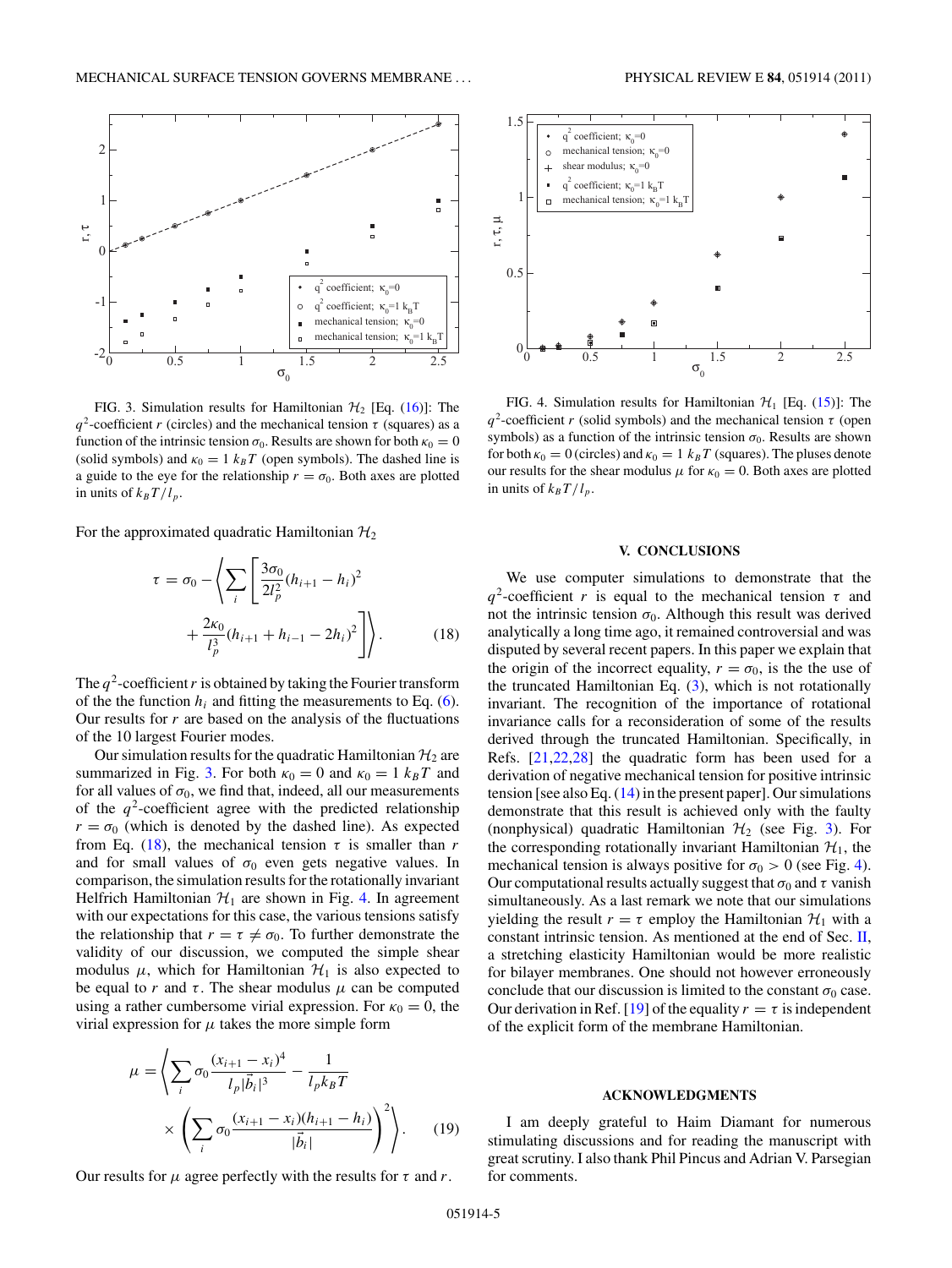FIG. 3. Simulation results for Hamiltonian $\mathcal{H}_2$ [Eq. (16)]: The $q^2$-coefficient $r$ (circles) and the mechanical tension $\tau$ (squares) as a function of the intrinsic tension $\sigma_0$. Results are shown for both $\kappa_0 = 0$ (solid symbols) and $\kappa_0 = 1\ k_BT$ (open symbols). The dashed line is a guide to the eye for the relationship $r = \sigma_0$. Both axes are plotted in units of $k_BT/l_p$.

FIG. 4. Simulation results for Hamiltonian $\mathcal{H}_1$ [Eq. (15)]: The $q^2$-coefficient $r$ (solid symbols) and the mechanical tension $\tau$ (open symbols) as a function of the intrinsic tension $\sigma_0$. Results are shown for both $\kappa_0 = 0$ (circles) and $\kappa_0 = 1\ k_BT$ (squares). The pluses denote our results for the shear modulus $\mu$ for $\kappa_0 = 0$. Both axes are plotted in units of $k_BT/l_p$.

For the approximated quadratic Hamiltonian $\mathcal{H}_2$

$$\tau = \sigma_0 - \left\langle \sum_i \left[ \frac{3\sigma_0}{2l_p^2}(h_{i+1} - h_i)^2 + \frac{2\kappa_0}{l_p^3}(h_{i+1} + h_{i-1} - 2h_i)^2 \right] \right\rangle. \tag{18}$$

The $q^2$-coefficient $r$ is obtained by taking the Fourier transform of the the function $h_i$ and fitting the measurements to Eq. (6). Our results for $r$ are based on the analysis of the fluctuations of the 10 largest Fourier modes.

Our simulation results for the quadratic Hamiltonian $\mathcal{H}_2$ are summarized in Fig. 3. For both $\kappa_0 = 0$ and $\kappa_0 = 1\ k_BT$ and for all values of $\sigma_0$, we find that, indeed, all our measurements of the $q^2$-coefficient agree with the predicted relationship $r = \sigma_0$ (which is denoted by the dashed line). As expected from Eq. (18), the mechanical tension $\tau$ is smaller than $r$ and for small values of $\sigma_0$ even gets negative values. In comparison, the simulation results for the rotationally invariant Helfrich Hamiltonian $\mathcal{H}_1$ are shown in Fig. 4. In agreement with our expectations for this case, the various tensions satisfy the relationship that $r = \tau \neq \sigma_0$. To further demonstrate the validity of our discussion, we computed the simple shear modulus $\mu$, which for Hamiltonian $\mathcal{H}_1$ is also expected to be equal to $r$ and $\tau$. The shear modulus $\mu$ can be computed using a rather cumbersome virial expression. For $\kappa_0 = 0$, the virial expression for $\mu$ takes the more simple form

$$\mu = \left\langle \sum_i \sigma_0 \frac{(x_{i+1} - x_i)^4}{l_p |\vec{b}_i|^3} - \frac{1}{l_p k_B T} \times \left( \sum_i \sigma_0 \frac{(x_{i+1} - x_i)(h_{i+1} - h_i)}{|\vec{b}_i|} \right)^2 \right\rangle. \tag{19}$$

Our results for $\mu$ agree perfectly with the results for $\tau$ and $r$.

## V. CONCLUSIONS

We use computer simulations to demonstrate that the $q^2$-coefficient $r$ is equal to the mechanical tension $\tau$ and not the intrinsic tension $\sigma_0$. Although this result was derived analytically a long time ago, it remained controversial and was disputed by several recent papers. In this paper we explain that the origin of the incorrect equality, $r = \sigma_0$, is the the use of the truncated Hamiltonian Eq. (3), which is not rotationally invariant. The recognition of the importance of rotational invariance calls for a reconsideration of some of the results derived through the truncated Hamiltonian. Specifically, in Refs. [21,22,28] the quadratic form has been used for a derivation of negative mechanical tension for positive intrinsic tension [see also Eq. (14) in the present paper]. Our simulations demonstrate that this result is achieved only with the faulty (nonphysical) quadratic Hamiltonian $\mathcal{H}_2$ (see Fig. 3). For the corresponding rotationally invariant Hamiltonian $\mathcal{H}_1$, the mechanical tension is always positive for $\sigma_0 > 0$ (see Fig. 4). Our computational results actually suggest that $\sigma_0$ and $\tau$ vanish simultaneously. As a last remark we note that our simulations yielding the result $r = \tau$ employ the Hamiltonian $\mathcal{H}_1$ with a constant intrinsic tension. As mentioned at the end of Sec. II, a stretching elasticity Hamiltonian would be more realistic for bilayer membranes. One should not however erroneously conclude that our discussion is limited to the constant $\sigma_0$ case. Our derivation in Ref. [19] of the equality $r = \tau$ is independent of the explicit form of the membrane Hamiltonian.

## ACKNOWLEDGMENTS

I am deeply grateful to Haim Diamant for numerous stimulating discussions and for reading the manuscript with great scrutiny. I also thank Phil Pincus and Adrian V. Parsegian for comments.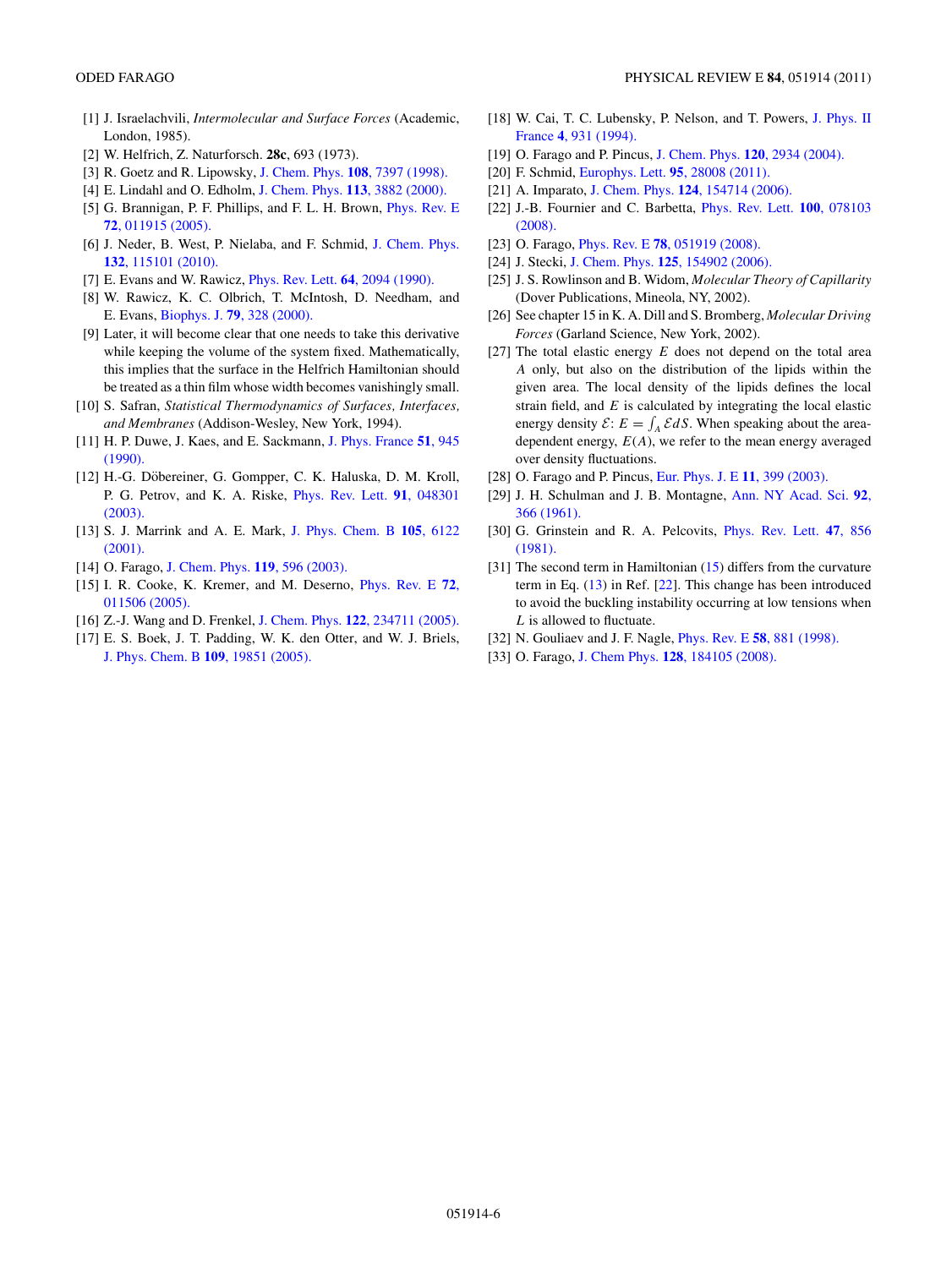[1] J. Israelachvili, *Intermolecular and Surface Forces* (Academic, London, 1985).

[2] W. Helfrich, Z. Naturforsch. **28c**, 693 (1973).

[3] R. Goetz and R. Lipowsky, J. Chem. Phys. **108**, 7397 (1998).

[4] E. Lindahl and O. Edholm, J. Chem. Phys. **113**, 3882 (2000).

[5] G. Brannigan, P. F. Phillips, and F. L. H. Brown, Phys. Rev. E **72**, 011915 (2005).

[6] J. Neder, B. West, P. Nielaba, and F. Schmid, J. Chem. Phys. **132**, 115101 (2010).

[7] E. Evans and W. Rawicz, Phys. Rev. Lett. **64**, 2094 (1990).

[8] W. Rawicz, K. C. Olbrich, T. McIntosh, D. Needham, and E. Evans, Biophys. J. **79**, 328 (2000).

[9] Later, it will become clear that one needs to take this derivative while keeping the volume of the system fixed. Mathematically, this implies that the surface in the Helfrich Hamiltonian should be treated as a thin film whose width becomes vanishingly small.

[10] S. Safran, *Statistical Thermodynamics of Surfaces, Interfaces, and Membranes* (Addison-Wesley, New York, 1994).

[11] H. P. Duwe, J. Kaes, and E. Sackmann, J. Phys. France **51**, 945 (1990).

[12] H.-G. Döbereiner, G. Gompper, C. K. Haluska, D. M. Kroll, P. G. Petrov, and K. A. Riske, Phys. Rev. Lett. **91**, 048301 (2003).

[13] S. J. Marrink and A. E. Mark, J. Phys. Chem. B **105**, 6122 (2001).

[14] O. Farago, J. Chem. Phys. **119**, 596 (2003).

[15] I. R. Cooke, K. Kremer, and M. Deserno, Phys. Rev. E **72**, 011506 (2005).

[16] Z.-J. Wang and D. Frenkel, J. Chem. Phys. **122**, 234711 (2005).

[17] E. S. Boek, J. T. Padding, W. K. den Otter, and W. J. Briels, J. Phys. Chem. B **109**, 19851 (2005).

[18] W. Cai, T. C. Lubensky, P. Nelson, and T. Powers, J. Phys. II France **4**, 931 (1994).

[19] O. Farago and P. Pincus, J. Chem. Phys. **120**, 2934 (2004).

[20] F. Schmid, Europhys. Lett. **95**, 28008 (2011).

[21] A. Imparato, J. Chem. Phys. **124**, 154714 (2006).

[22] J.-B. Fournier and C. Barbetta, Phys. Rev. Lett. **100**, 078103 (2008).

[23] O. Farago, Phys. Rev. E **78**, 051919 (2008).

[24] J. Stecki, J. Chem. Phys. **125**, 154902 (2006).

[25] J. S. Rowlinson and B. Widom, *Molecular Theory of Capillarity* (Dover Publications, Mineola, NY, 2002).

[26] See chapter 15 in K. A. Dill and S. Bromberg, *Molecular Driving Forces* (Garland Science, New York, 2002).

[27] The total elastic energy $E$ does not depend on the total area $A$ only, but also on the distribution of the lipids within the given area. The local density of the lipids defines the local strain field, and $E$ is calculated by integrating the local elastic energy density $\mathcal{E}$: $E = \int_A \mathcal{E} dS$. When speaking about the area-dependent energy, $E(A)$, we refer to the mean energy averaged over density fluctuations.

[28] O. Farago and P. Pincus, Eur. Phys. J. E **11**, 399 (2003).

[29] J. H. Schulman and J. B. Montagne, Ann. NY Acad. Sci. **92**, 366 (1961).

[30] G. Grinstein and R. A. Pelcovits, Phys. Rev. Lett. **47**, 856 (1981).

[31] The second term in Hamiltonian (15) differs from the curvature term in Eq. (13) in Ref. [22]. This change has been introduced to avoid the buckling instability occurring at low tensions when $L$ is allowed to fluctuate.

[32] N. Gouliaev and J. F. Nagle, Phys. Rev. E **58**, 881 (1998).

[33] O. Farago, J. Chem Phys. **128**, 184105 (2008).